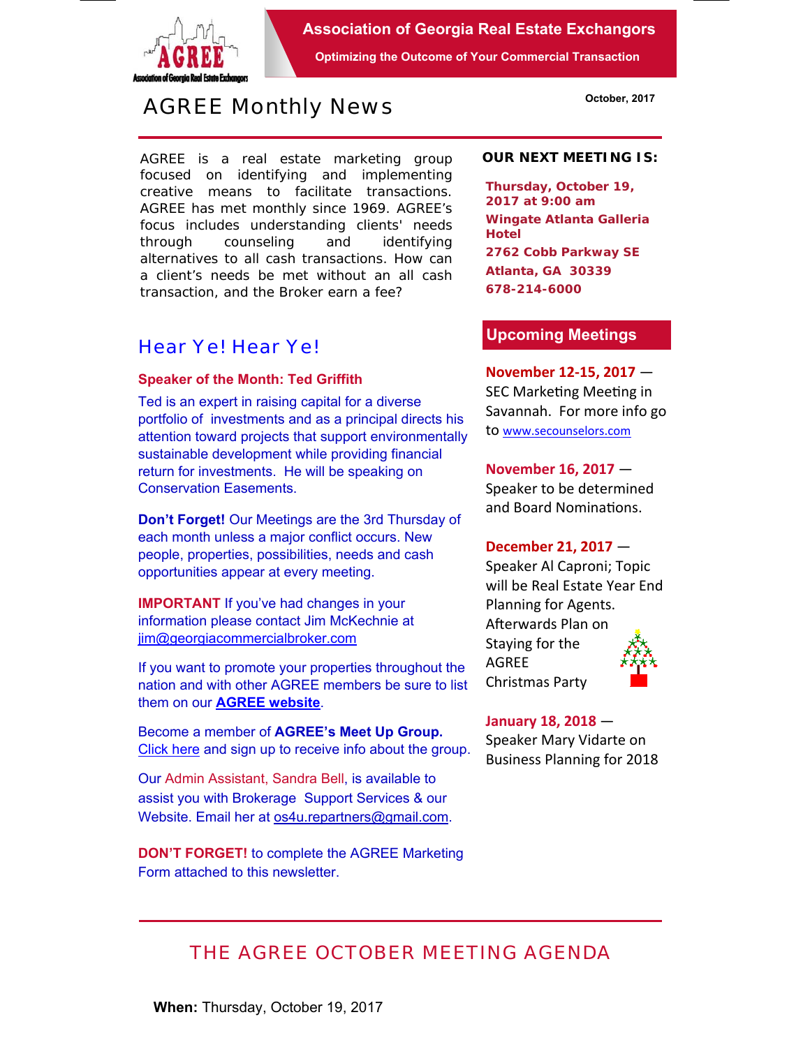**Association of Georgia Real Estate Exchangors**

**Optimizing the Outcome of Your Commercial Transaction**

# AGREE Monthly News

**October, 2017**

AGREE is a real estate marketing group focused on identifying and implementing creative means to facilitate transactions. AGREE has met monthly since 1969. AGREE's focus includes understanding clients' needs through counseling and identifying alternatives to all cash transactions. How can a client's needs be met without an all cash transaction, and the Broker earn a fee?

**OUR NEXT MEETING IS:**

**Thursday, October 19, 2017 at 9:00 am**
**Wingate Atlanta Galleria Hotel**
**2762 Cobb Parkway SE**
**Atlanta, GA 30339**
**678-214-6000**

## Hear Ye! Hear Ye!

**Speaker of the Month: Ted Griffith**

Ted is an expert in raising capital for a diverse portfolio of investments and as a principal directs his attention toward projects that support environmentally sustainable development while providing financial return for investments. He will be speaking on Conservation Easements.

**Don't Forget!** Our Meetings are the 3rd Thursday of each month unless a major conflict occurs. New people, properties, possibilities, needs and cash opportunities appear at every meeting.

**IMPORTANT** If you've had changes in your information please contact Jim McKechnie at jim@georgiacommercialbroker.com

If you want to promote your properties throughout the nation and with other AGREE members be sure to list them on our **AGREE website**.

Become a member of **AGREE's Meet Up Group.** Click here and sign up to receive info about the group.

Our Admin Assistant, Sandra Bell, is available to assist you with Brokerage Support Services & our Website. Email her at os4u.repartners@gmail.com.

**DON'T FORGET!** to complete the AGREE Marketing Form attached to this newsletter.

## Upcoming Meetings

**November 12-15, 2017** — SEC Marketing Meeting in Savannah. For more info go to www.secounselors.com

**November 16, 2017** — Speaker to be determined and Board Nominations.

**December 21, 2017** — Speaker Al Caproni; Topic will be Real Estate Year End Planning for Agents. Afterwards Plan on Staying for the AGREE Christmas Party

**January 18, 2018** — Speaker Mary Vidarte on Business Planning for 2018

## THE AGREE OCTOBER MEETING AGENDA

**When:** Thursday, October 19, 2017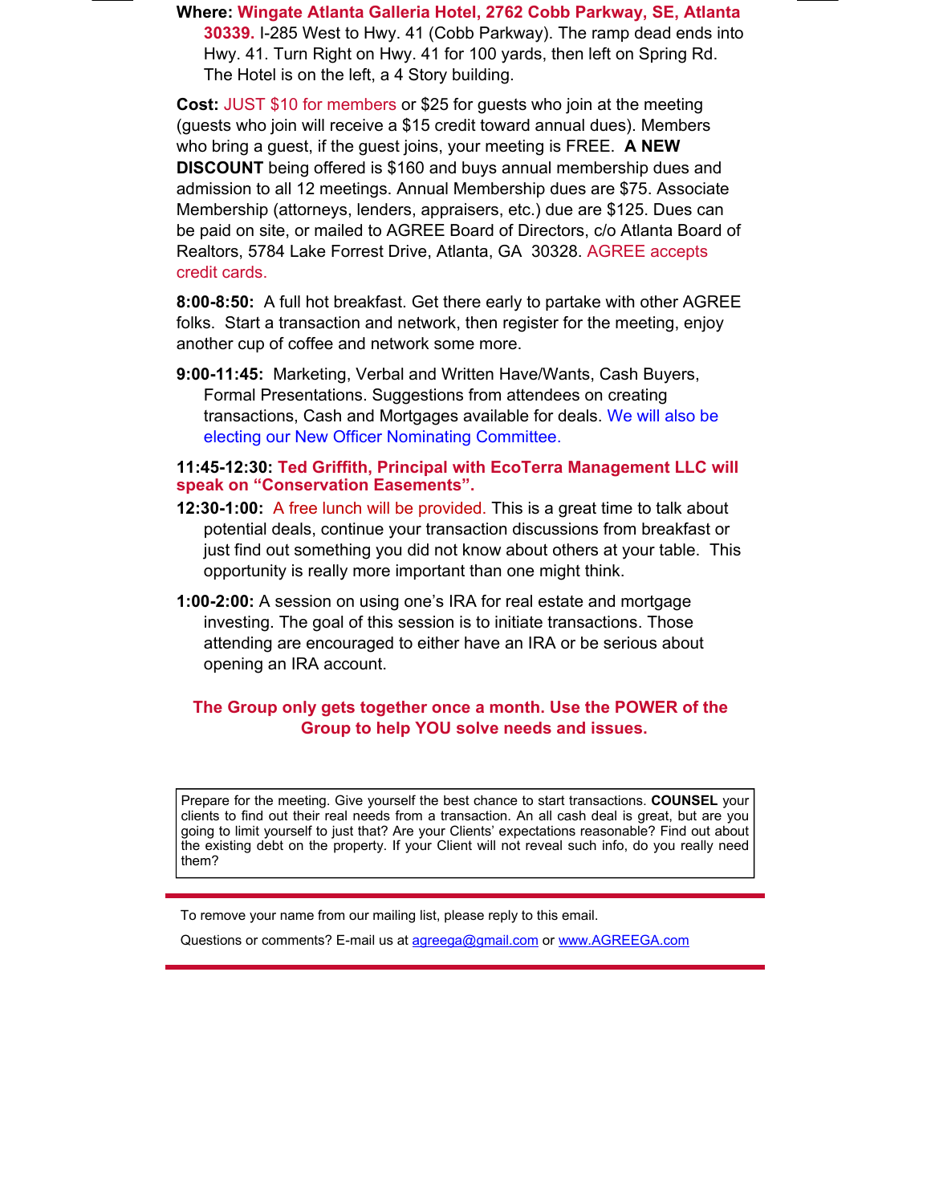**Where:** **Wingate Atlanta Galleria Hotel, 2762 Cobb Parkway, SE, Atlanta 30339.** I-285 West to Hwy. 41 (Cobb Parkway). The ramp dead ends into Hwy. 41. Turn Right on Hwy. 41 for 100 yards, then left on Spring Rd. The Hotel is on the left, a 4 Story building.

**Cost:** JUST $10 for members or $25 for guests who join at the meeting (guests who join will receive a $15 credit toward annual dues). Members who bring a guest, if the guest joins, your meeting is FREE. **A NEW DISCOUNT** being offered is $160 and buys annual membership dues and admission to all 12 meetings. Annual Membership dues are $75. Associate Membership (attorneys, lenders, appraisers, etc.) due are $125. Dues can be paid on site, or mailed to AGREE Board of Directors, c/o Atlanta Board of Realtors, 5784 Lake Forrest Drive, Atlanta, GA 30328. AGREE accepts credit cards.

**8:00-8:50:** A full hot breakfast. Get there early to partake with other AGREE folks. Start a transaction and network, then register for the meeting, enjoy another cup of coffee and network some more.

**9:00-11:45:** Marketing, Verbal and Written Have/Wants, Cash Buyers, Formal Presentations. Suggestions from attendees on creating transactions, Cash and Mortgages available for deals. We will also be electing our New Officer Nominating Committee.

**11:45-12:30:** **Ted Griffith, Principal with EcoTerra Management LLC will speak on "Conservation Easements".**

**12:30-1:00:** A free lunch will be provided. This is a great time to talk about potential deals, continue your transaction discussions from breakfast or just find out something you did not know about others at your table. This opportunity is really more important than one might think.

**1:00-2:00:** A session on using one's IRA for real estate and mortgage investing. The goal of this session is to initiate transactions. Those attending are encouraged to either have an IRA or be serious about opening an IRA account.

**The Group only gets together once a month. Use the POWER of the Group to help YOU solve needs and issues.**

Prepare for the meeting. Give yourself the best chance to start transactions. **COUNSEL** your clients to find out their real needs from a transaction. An all cash deal is great, but are you going to limit yourself to just that? Are your Clients' expectations reasonable? Find out about the existing debt on the property. If your Client will not reveal such info, do you really need them?

---

To remove your name from our mailing list, please reply to this email.

Questions or comments? E-mail us at agreega@gmail.com or www.AGREEGA.com

---